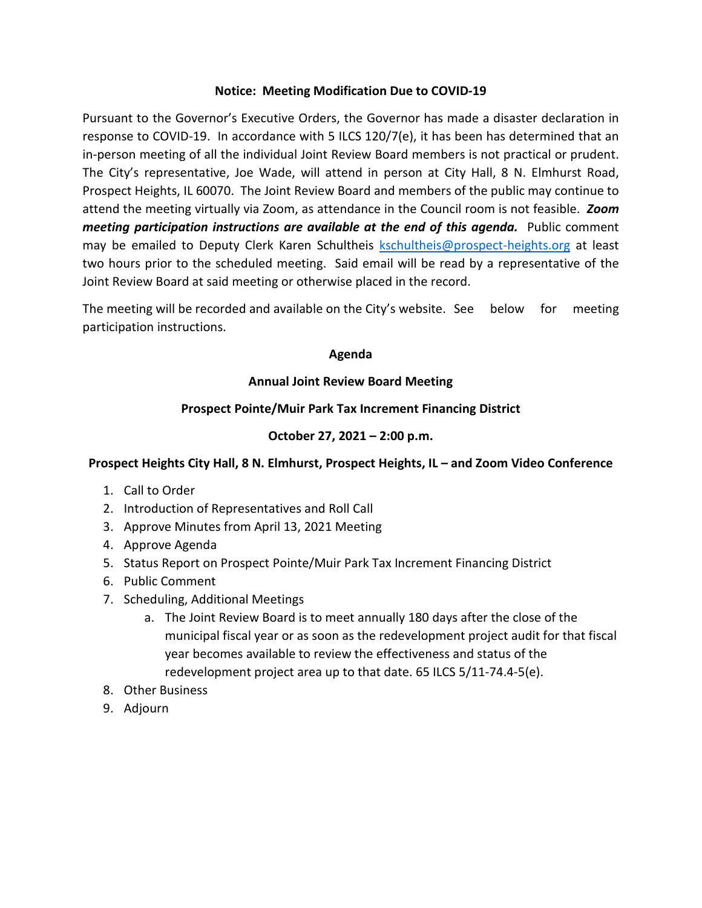**Notice: Meeting Modification Due to COVID-19**

Pursuant to the Governor's Executive Orders, the Governor has made a disaster declaration in response to COVID-19. In accordance with 5 ILCS 120/7(e), it has been has determined that an in-person meeting of all the individual Joint Review Board members is not practical or prudent. The City's representative, Joe Wade, will attend in person at City Hall, 8 N. Elmhurst Road, Prospect Heights, IL 60070. The Joint Review Board and members of the public may continue to attend the meeting virtually via Zoom, as attendance in the Council room is not feasible. ***Zoom meeting participation instructions are available at the end of this agenda.*** Public comment may be emailed to Deputy Clerk Karen Schultheis kschultheis@prospect-heights.org at least two hours prior to the scheduled meeting. Said email will be read by a representative of the Joint Review Board at said meeting or otherwise placed in the record.

The meeting will be recorded and available on the City's website. See below for meeting participation instructions.

**Agenda**

**Annual Joint Review Board Meeting**

**Prospect Pointe/Muir Park Tax Increment Financing District**

**October 27, 2021 – 2:00 p.m.**

**Prospect Heights City Hall, 8 N. Elmhurst, Prospect Heights, IL – and Zoom Video Conference**

1. Call to Order
2. Introduction of Representatives and Roll Call
3. Approve Minutes from April 13, 2021 Meeting
4. Approve Agenda
5. Status Report on Prospect Pointe/Muir Park Tax Increment Financing District
6. Public Comment
7. Scheduling, Additional Meetings
    a. The Joint Review Board is to meet annually 180 days after the close of the municipal fiscal year or as soon as the redevelopment project audit for that fiscal year becomes available to review the effectiveness and status of the redevelopment project area up to that date. 65 ILCS 5/11-74.4-5(e).
8. Other Business
9. Adjourn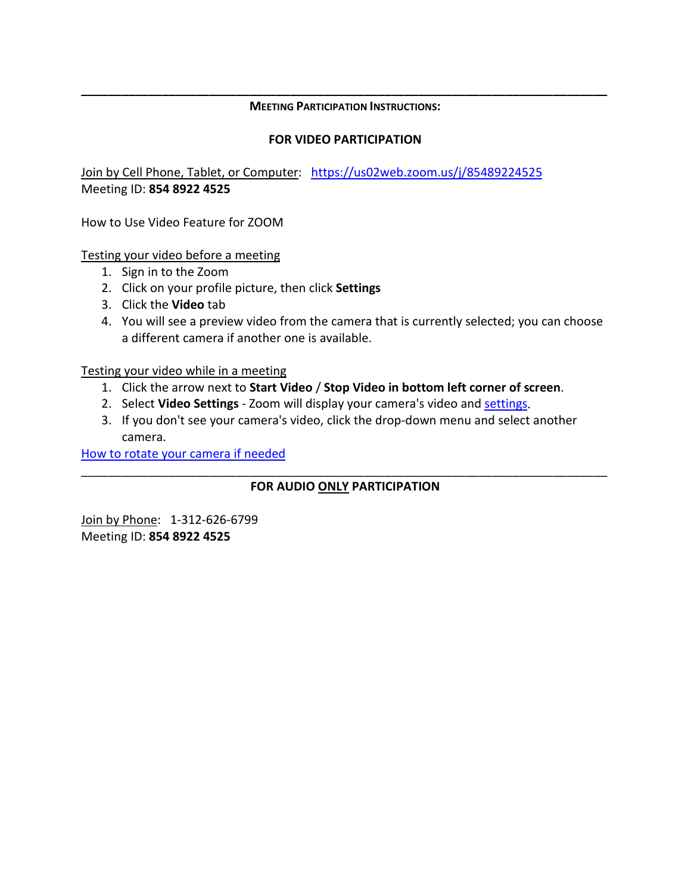---

**MEETING PARTICIPATION INSTRUCTIONS:**

**FOR VIDEO PARTICIPATION**

Join by Cell Phone, Tablet, or Computer: [https://us02web.zoom.us/j/85489224525](https://us02web.zoom.us/j/85489224525)
Meeting ID: **854 8922 4525**

How to Use Video Feature for ZOOM

Testing your video before a meeting

1. Sign in to the Zoom
2. Click on your profile picture, then click **Settings**
3. Click the **Video** tab
4. You will see a preview video from the camera that is currently selected; you can choose a different camera if another one is available.

Testing your video while in a meeting

1. Click the arrow next to **Start Video** / **Stop Video in bottom left corner of screen**.
2. Select **Video Settings** - Zoom will display your camera's video and settings.
3. If you don't see your camera's video, click the drop-down menu and select another camera.

How to rotate your camera if needed

---

**FOR AUDIO ONLY PARTICIPATION**

Join by Phone: 1-312-626-6799
Meeting ID: **854 8922 4525**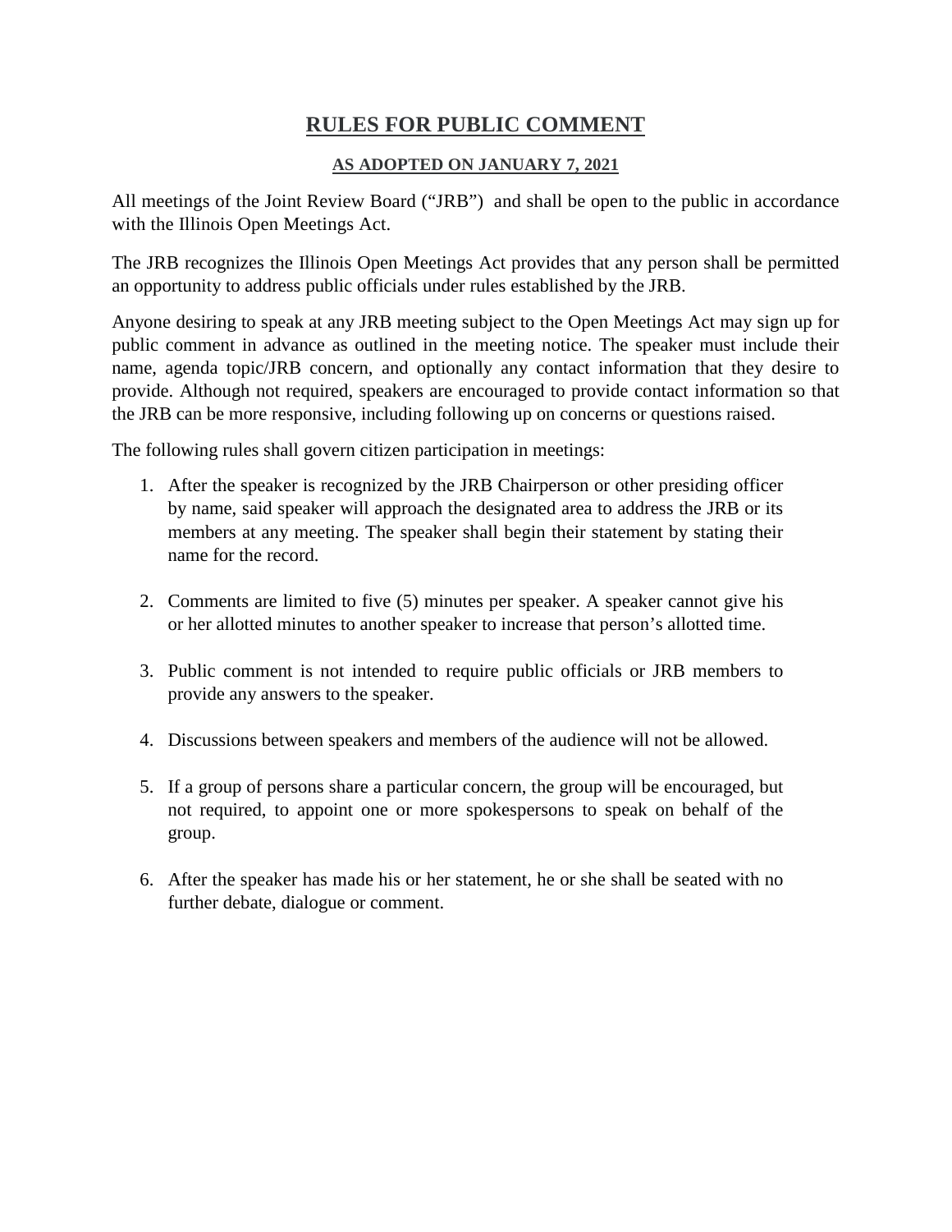# RULES FOR PUBLIC COMMENT

## AS ADOPTED ON JANUARY 7, 2021

All meetings of the Joint Review Board ("JRB") and shall be open to the public in accordance with the Illinois Open Meetings Act.

The JRB recognizes the Illinois Open Meetings Act provides that any person shall be permitted an opportunity to address public officials under rules established by the JRB.

Anyone desiring to speak at any JRB meeting subject to the Open Meetings Act may sign up for public comment in advance as outlined in the meeting notice. The speaker must include their name, agenda topic/JRB concern, and optionally any contact information that they desire to provide. Although not required, speakers are encouraged to provide contact information so that the JRB can be more responsive, including following up on concerns or questions raised.

The following rules shall govern citizen participation in meetings:

1. After the speaker is recognized by the JRB Chairperson or other presiding officer by name, said speaker will approach the designated area to address the JRB or its members at any meeting. The speaker shall begin their statement by stating their name for the record.

2. Comments are limited to five (5) minutes per speaker. A speaker cannot give his or her allotted minutes to another speaker to increase that person's allotted time.

3. Public comment is not intended to require public officials or JRB members to provide any answers to the speaker.

4. Discussions between speakers and members of the audience will not be allowed.

5. If a group of persons share a particular concern, the group will be encouraged, but not required, to appoint one or more spokespersons to speak on behalf of the group.

6. After the speaker has made his or her statement, he or she shall be seated with no further debate, dialogue or comment.